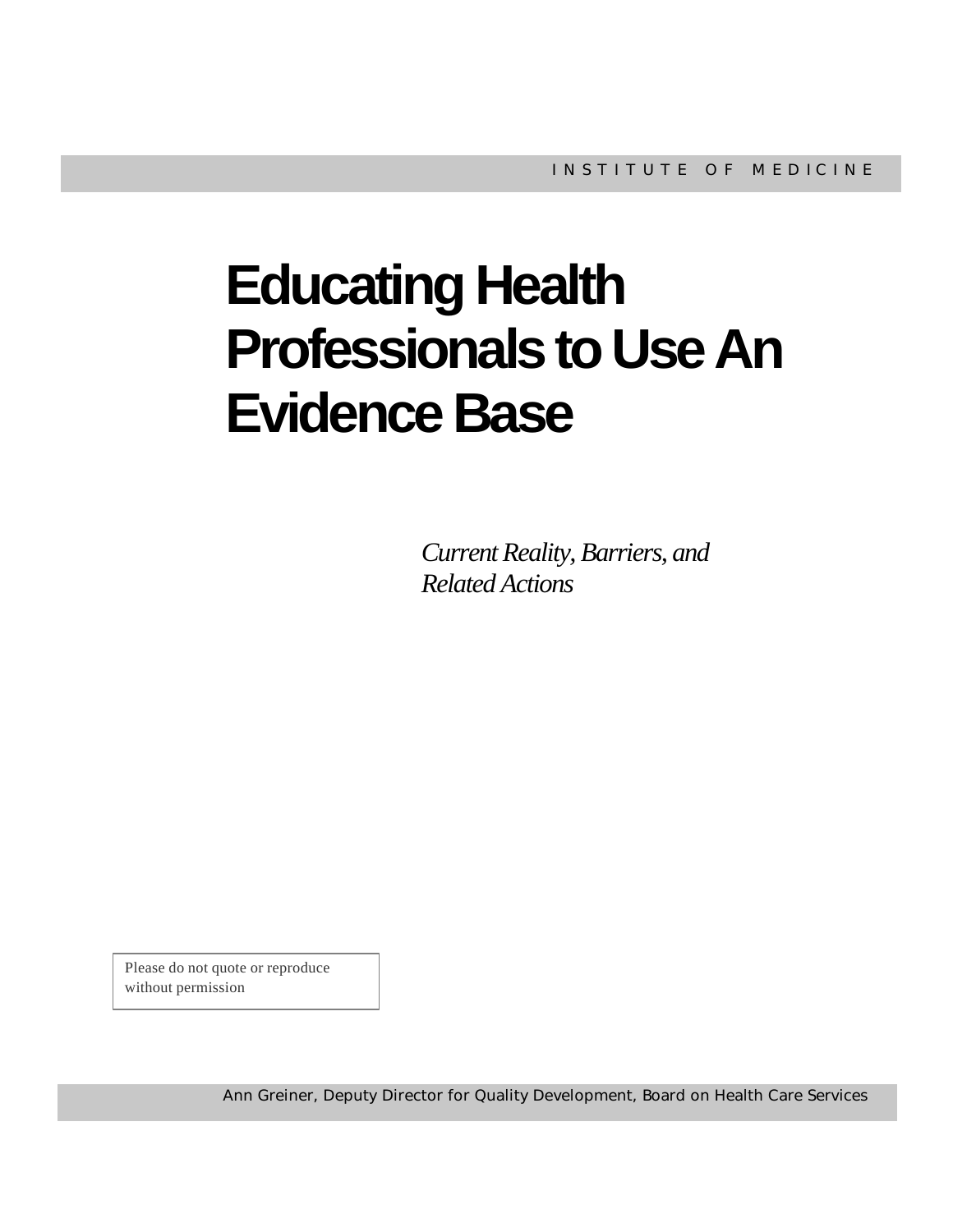INSTITUTE OF MEDICINE

# Educating Health Professionals to Use An Evidence Base

*Current Reality, Barriers, and Related Actions*

Please do not quote or reproduce without permission

Ann Greiner, Deputy Director for Quality Development, Board on Health Care Services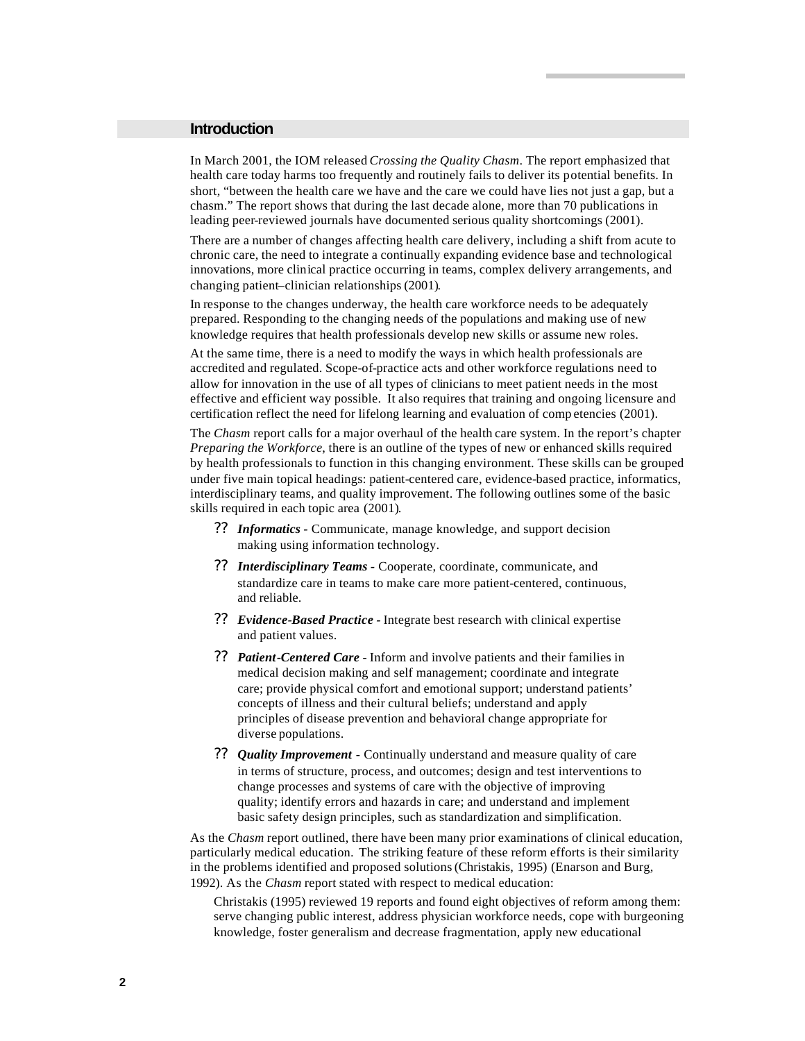## Introduction

In March 2001, the IOM released *Crossing the Quality Chasm*. The report emphasized that health care today harms too frequently and routinely fails to deliver its potential benefits. In short, "between the health care we have and the care we could have lies not just a gap, but a chasm." The report shows that during the last decade alone, more than 70 publications in leading peer-reviewed journals have documented serious quality shortcomings (2001).

There are a number of changes affecting health care delivery, including a shift from acute to chronic care, the need to integrate a continually expanding evidence base and technological innovations, more clinical practice occurring in teams, complex delivery arrangements, and changing patient–clinician relationships (2001).

In response to the changes underway, the health care workforce needs to be adequately prepared. Responding to the changing needs of the populations and making use of new knowledge requires that health professionals develop new skills or assume new roles.

At the same time, there is a need to modify the ways in which health professionals are accredited and regulated. Scope-of-practice acts and other workforce regulations need to allow for innovation in the use of all types of clinicians to meet patient needs in the most effective and efficient way possible. It also requires that training and ongoing licensure and certification reflect the need for lifelong learning and evaluation of competencies (2001).

The *Chasm* report calls for a major overhaul of the health care system. In the report's chapter *Preparing the Workforce*, there is an outline of the types of new or enhanced skills required by health professionals to function in this changing environment. These skills can be grouped under five main topical headings: patient-centered care, evidence-based practice, informatics, interdisciplinary teams, and quality improvement. The following outlines some of the basic skills required in each topic area (2001).

- ***Informatics*** - Communicate, manage knowledge, and support decision making using information technology.
- ***Interdisciplinary Teams*** - Cooperate, coordinate, communicate, and standardize care in teams to make care more patient-centered, continuous, and reliable.
- ***Evidence-Based Practice*** - Integrate best research with clinical expertise and patient values.
- ***Patient-Centered Care*** - Inform and involve patients and their families in medical decision making and self management; coordinate and integrate care; provide physical comfort and emotional support; understand patients' concepts of illness and their cultural beliefs; understand and apply principles of disease prevention and behavioral change appropriate for diverse populations.
- ***Quality Improvement*** - Continually understand and measure quality of care in terms of structure, process, and outcomes; design and test interventions to change processes and systems of care with the objective of improving quality; identify errors and hazards in care; and understand and implement basic safety design principles, such as standardization and simplification.

As the *Chasm* report outlined, there have been many prior examinations of clinical education, particularly medical education. The striking feature of these reform efforts is their similarity in the problems identified and proposed solutions (Christakis, 1995) (Enarson and Burg, 1992). As the *Chasm* report stated with respect to medical education:

> Christakis (1995) reviewed 19 reports and found eight objectives of reform among them: serve changing public interest, address physician workforce needs, cope with burgeoning knowledge, foster generalism and decrease fragmentation, apply new educational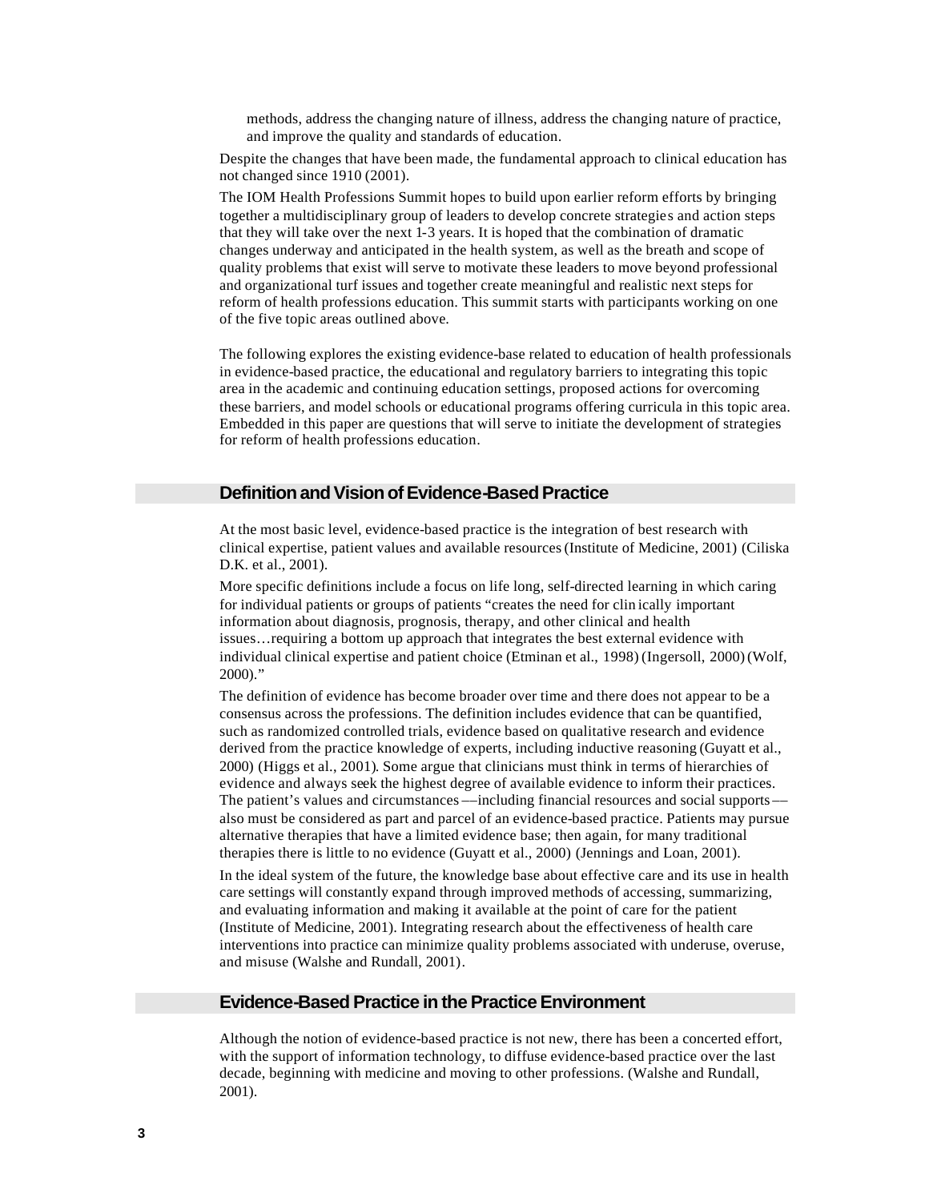methods, address the changing nature of illness, address the changing nature of practice, and improve the quality and standards of education.

Despite the changes that have been made, the fundamental approach to clinical education has not changed since 1910 (2001).

The IOM Health Professions Summit hopes to build upon earlier reform efforts by bringing together a multidisciplinary group of leaders to develop concrete strategies and action steps that they will take over the next 1-3 years. It is hoped that the combination of dramatic changes underway and anticipated in the health system, as well as the breath and scope of quality problems that exist will serve to motivate these leaders to move beyond professional and organizational turf issues and together create meaningful and realistic next steps for reform of health professions education. This summit starts with participants working on one of the five topic areas outlined above.

The following explores the existing evidence-base related to education of health professionals in evidence-based practice, the educational and regulatory barriers to integrating this topic area in the academic and continuing education settings, proposed actions for overcoming these barriers, and model schools or educational programs offering curricula in this topic area. Embedded in this paper are questions that will serve to initiate the development of strategies for reform of health professions education.

## Definition and Vision of Evidence-Based Practice

At the most basic level, evidence-based practice is the integration of best research with clinical expertise, patient values and available resources (Institute of Medicine, 2001) (Ciliska D.K. et al., 2001).

More specific definitions include a focus on life long, self-directed learning in which caring for individual patients or groups of patients "creates the need for clinically important information about diagnosis, prognosis, therapy, and other clinical and health issues…requiring a bottom up approach that integrates the best external evidence with individual clinical expertise and patient choice (Etminan et al., 1998) (Ingersoll, 2000) (Wolf, 2000)."

The definition of evidence has become broader over time and there does not appear to be a consensus across the professions. The definition includes evidence that can be quantified, such as randomized controlled trials, evidence based on qualitative research and evidence derived from the practice knowledge of experts, including inductive reasoning (Guyatt et al., 2000) (Higgs et al., 2001). Some argue that clinicians must think in terms of hierarchies of evidence and always seek the highest degree of available evidence to inform their practices. The patient's values and circumstances—including financial resources and social supports—also must be considered as part and parcel of an evidence-based practice. Patients may pursue alternative therapies that have a limited evidence base; then again, for many traditional therapies there is little to no evidence (Guyatt et al., 2000) (Jennings and Loan, 2001).

In the ideal system of the future, the knowledge base about effective care and its use in health care settings will constantly expand through improved methods of accessing, summarizing, and evaluating information and making it available at the point of care for the patient (Institute of Medicine, 2001). Integrating research about the effectiveness of health care interventions into practice can minimize quality problems associated with underuse, overuse, and misuse (Walshe and Rundall, 2001).

## Evidence-Based Practice in the Practice Environment

Although the notion of evidence-based practice is not new, there has been a concerted effort, with the support of information technology, to diffuse evidence-based practice over the last decade, beginning with medicine and moving to other professions. (Walshe and Rundall, 2001).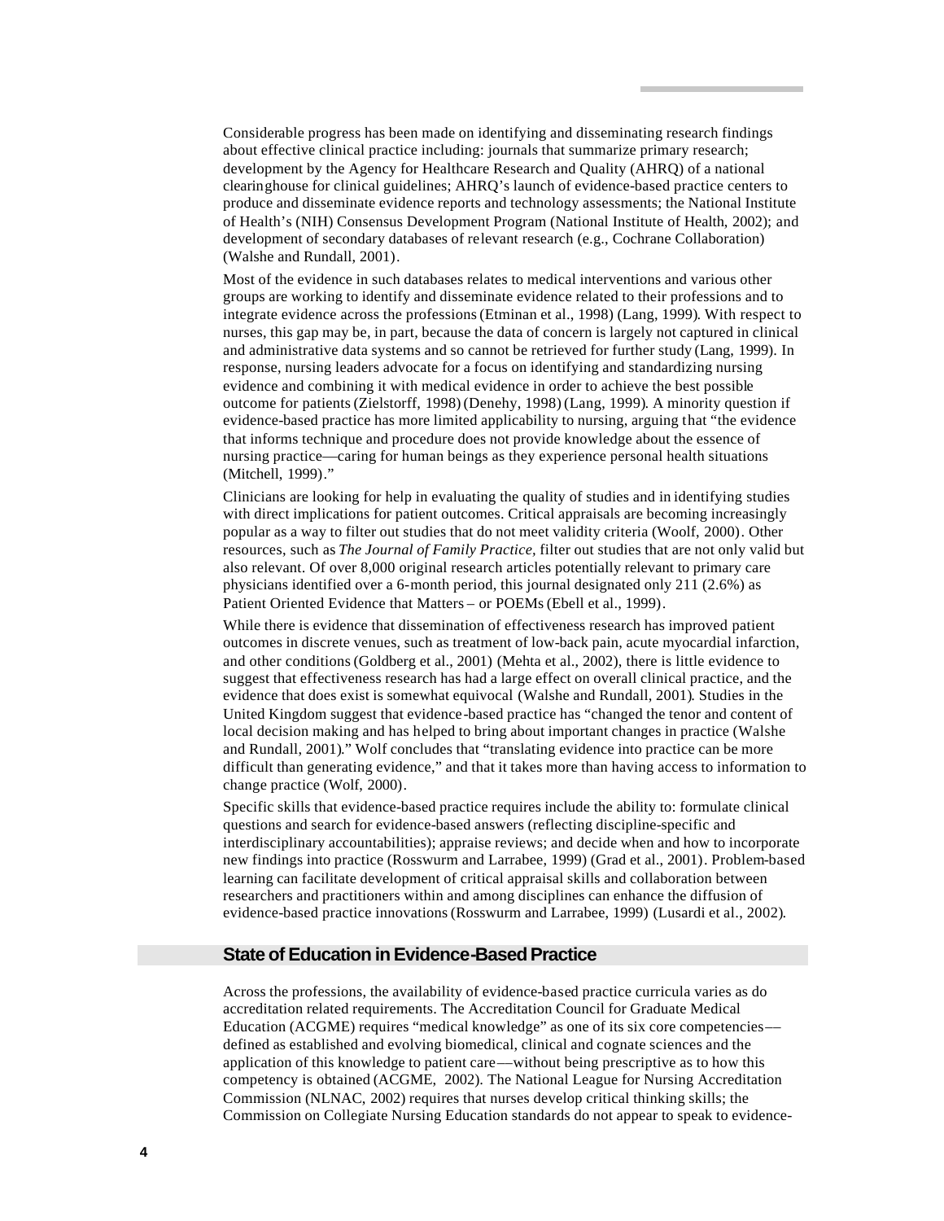Considerable progress has been made on identifying and disseminating research findings about effective clinical practice including: journals that summarize primary research; development by the Agency for Healthcare Research and Quality (AHRQ) of a national clearinghouse for clinical guidelines; AHRQ's launch of evidence-based practice centers to produce and disseminate evidence reports and technology assessments; the National Institute of Health's (NIH) Consensus Development Program (National Institute of Health, 2002); and development of secondary databases of relevant research (e.g., Cochrane Collaboration) (Walshe and Rundall, 2001).

Most of the evidence in such databases relates to medical interventions and various other groups are working to identify and disseminate evidence related to their professions and to integrate evidence across the professions (Etminan et al., 1998) (Lang, 1999). With respect to nurses, this gap may be, in part, because the data of concern is largely not captured in clinical and administrative data systems and so cannot be retrieved for further study (Lang, 1999). In response, nursing leaders advocate for a focus on identifying and standardizing nursing evidence and combining it with medical evidence in order to achieve the best possible outcome for patients (Zielstorff, 1998) (Denehy, 1998) (Lang, 1999). A minority question if evidence-based practice has more limited applicability to nursing, arguing that "the evidence that informs technique and procedure does not provide knowledge about the essence of nursing practice—caring for human beings as they experience personal health situations (Mitchell, 1999)."

Clinicians are looking for help in evaluating the quality of studies and in identifying studies with direct implications for patient outcomes. Critical appraisals are becoming increasingly popular as a way to filter out studies that do not meet validity criteria (Woolf, 2000). Other resources, such as *The Journal of Family Practice*, filter out studies that are not only valid but also relevant. Of over 8,000 original research articles potentially relevant to primary care physicians identified over a 6-month period, this journal designated only 211 (2.6%) as Patient Oriented Evidence that Matters – or POEMs (Ebell et al., 1999).

While there is evidence that dissemination of effectiveness research has improved patient outcomes in discrete venues, such as treatment of low-back pain, acute myocardial infarction, and other conditions (Goldberg et al., 2001) (Mehta et al., 2002), there is little evidence to suggest that effectiveness research has had a large effect on overall clinical practice, and the evidence that does exist is somewhat equivocal (Walshe and Rundall, 2001). Studies in the United Kingdom suggest that evidence-based practice has "changed the tenor and content of local decision making and has helped to bring about important changes in practice (Walshe and Rundall, 2001)." Wolf concludes that "translating evidence into practice can be more difficult than generating evidence," and that it takes more than having access to information to change practice (Wolf, 2000).

Specific skills that evidence-based practice requires include the ability to: formulate clinical questions and search for evidence-based answers (reflecting discipline-specific and interdisciplinary accountabilities); appraise reviews; and decide when and how to incorporate new findings into practice (Rosswurm and Larrabee, 1999) (Grad et al., 2001). Problem-based learning can facilitate development of critical appraisal skills and collaboration between researchers and practitioners within and among disciplines can enhance the diffusion of evidence-based practice innovations (Rosswurm and Larrabee, 1999) (Lusardi et al., 2002).

## State of Education in Evidence-Based Practice

Across the professions, the availability of evidence-based practice curricula varies as do accreditation related requirements. The Accreditation Council for Graduate Medical Education (ACGME) requires "medical knowledge" as one of its six core competencies—defined as established and evolving biomedical, clinical and cognate sciences and the application of this knowledge to patient care—without being prescriptive as to how this competency is obtained (ACGME, 2002). The National League for Nursing Accreditation Commission (NLNAC, 2002) requires that nurses develop critical thinking skills; the Commission on Collegiate Nursing Education standards do not appear to speak to evidence-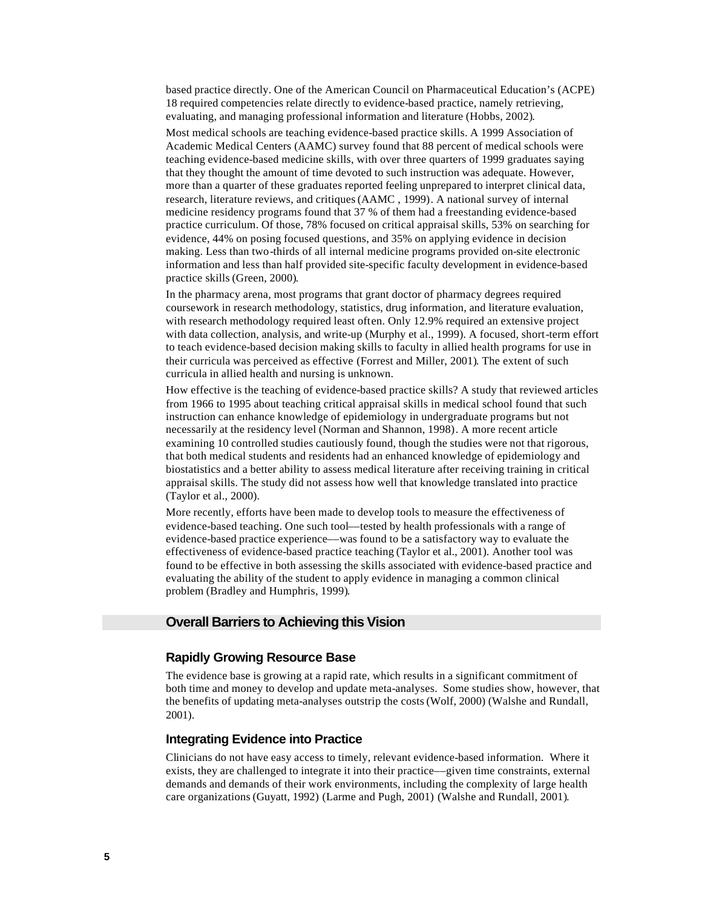based practice directly. One of the American Council on Pharmaceutical Education's (ACPE) 18 required competencies relate directly to evidence-based practice, namely retrieving, evaluating, and managing professional information and literature (Hobbs, 2002).

Most medical schools are teaching evidence-based practice skills. A 1999 Association of Academic Medical Centers (AAMC) survey found that 88 percent of medical schools were teaching evidence-based medicine skills, with over three quarters of 1999 graduates saying that they thought the amount of time devoted to such instruction was adequate. However, more than a quarter of these graduates reported feeling unprepared to interpret clinical data, research, literature reviews, and critiques (AAMC , 1999). A national survey of internal medicine residency programs found that 37 % of them had a freestanding evidence-based practice curriculum. Of those, 78% focused on critical appraisal skills, 53% on searching for evidence, 44% on posing focused questions, and 35% on applying evidence in decision making. Less than two-thirds of all internal medicine programs provided on-site electronic information and less than half provided site-specific faculty development in evidence-based practice skills (Green, 2000).

In the pharmacy arena, most programs that grant doctor of pharmacy degrees required coursework in research methodology, statistics, drug information, and literature evaluation, with research methodology required least often. Only 12.9% required an extensive project with data collection, analysis, and write-up (Murphy et al., 1999). A focused, short-term effort to teach evidence-based decision making skills to faculty in allied health programs for use in their curricula was perceived as effective (Forrest and Miller, 2001). The extent of such curricula in allied health and nursing is unknown.

How effective is the teaching of evidence-based practice skills? A study that reviewed articles from 1966 to 1995 about teaching critical appraisal skills in medical school found that such instruction can enhance knowledge of epidemiology in undergraduate programs but not necessarily at the residency level (Norman and Shannon, 1998). A more recent article examining 10 controlled studies cautiously found, though the studies were not that rigorous, that both medical students and residents had an enhanced knowledge of epidemiology and biostatistics and a better ability to assess medical literature after receiving training in critical appraisal skills. The study did not assess how well that knowledge translated into practice (Taylor et al., 2000).

More recently, efforts have been made to develop tools to measure the effectiveness of evidence-based teaching. One such tool—tested by health professionals with a range of evidence-based practice experience—was found to be a satisfactory way to evaluate the effectiveness of evidence-based practice teaching (Taylor et al., 2001). Another tool was found to be effective in both assessing the skills associated with evidence-based practice and evaluating the ability of the student to apply evidence in managing a common clinical problem (Bradley and Humphris, 1999).

## Overall Barriers to Achieving this Vision

### Rapidly Growing Resource Base

The evidence base is growing at a rapid rate, which results in a significant commitment of both time and money to develop and update meta-analyses. Some studies show, however, that the benefits of updating meta-analyses outstrip the costs (Wolf, 2000) (Walshe and Rundall, 2001).

### Integrating Evidence into Practice

Clinicians do not have easy access to timely, relevant evidence-based information. Where it exists, they are challenged to integrate it into their practice—given time constraints, external demands and demands of their work environments, including the complexity of large health care organizations (Guyatt, 1992) (Larme and Pugh, 2001) (Walshe and Rundall, 2001).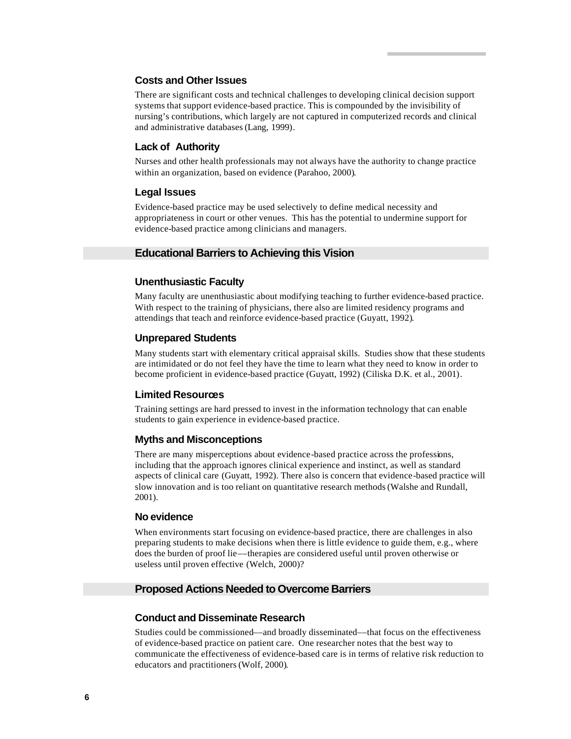### Costs and Other Issues

There are significant costs and technical challenges to developing clinical decision support systems that support evidence-based practice. This is compounded by the invisibility of nursing's contributions, which largely are not captured in computerized records and clinical and administrative databases (Lang, 1999).

### Lack of Authority

Nurses and other health professionals may not always have the authority to change practice within an organization, based on evidence (Parahoo, 2000).

### Legal Issues

Evidence-based practice may be used selectively to define medical necessity and appropriateness in court or other venues. This has the potential to undermine support for evidence-based practice among clinicians and managers.

## Educational Barriers to Achieving this Vision

### Unenthusiastic Faculty

Many faculty are unenthusiastic about modifying teaching to further evidence-based practice. With respect to the training of physicians, there also are limited residency programs and attendings that teach and reinforce evidence-based practice (Guyatt, 1992).

### Unprepared Students

Many students start with elementary critical appraisal skills. Studies show that these students are intimidated or do not feel they have the time to learn what they need to know in order to become proficient in evidence-based practice (Guyatt, 1992) (Ciliska D.K. et al., 2001).

### Limited Resources

Training settings are hard pressed to invest in the information technology that can enable students to gain experience in evidence-based practice.

### Myths and Misconceptions

There are many misperceptions about evidence-based practice across the professions, including that the approach ignores clinical experience and instinct, as well as standard aspects of clinical care (Guyatt, 1992). There also is concern that evidence-based practice will slow innovation and is too reliant on quantitative research methods (Walshe and Rundall, 2001).

### No evidence

When environments start focusing on evidence-based practice, there are challenges in also preparing students to make decisions when there is little evidence to guide them, e.g., where does the burden of proof lie––therapies are considered useful until proven otherwise or useless until proven effective (Welch, 2000)?

## Proposed Actions Needed to Overcome Barriers

### Conduct and Disseminate Research

Studies could be commissioned––and broadly disseminated––that focus on the effectiveness of evidence-based practice on patient care. One researcher notes that the best way to communicate the effectiveness of evidence-based care is in terms of relative risk reduction to educators and practitioners (Wolf, 2000).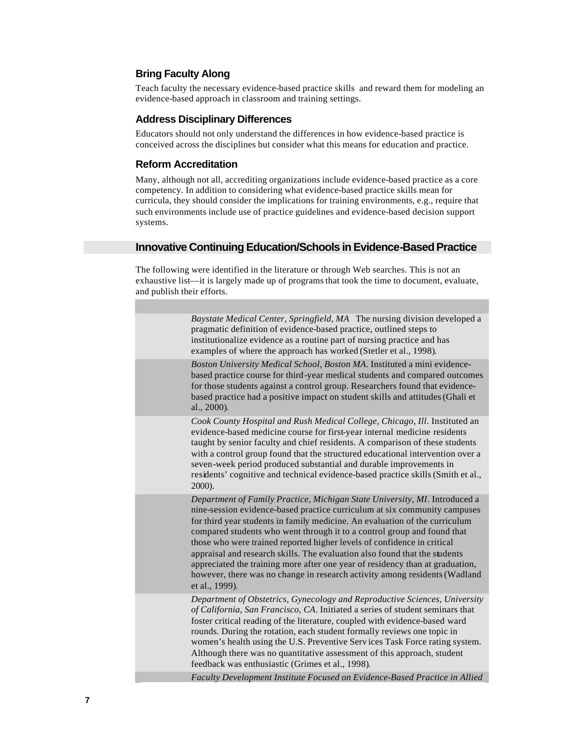### Bring Faculty Along

Teach faculty the necessary evidence-based practice skills and reward them for modeling an evidence-based approach in classroom and training settings.

### Address Disciplinary Differences

Educators should not only understand the differences in how evidence-based practice is conceived across the disciplines but consider what this means for education and practice.

### Reform Accreditation

Many, although not all, accrediting organizations include evidence-based practice as a core competency. In addition to considering what evidence-based practice skills mean for curricula, they should consider the implications for training environments, e.g., require that such environments include use of practice guidelines and evidence-based decision support systems.

## Innovative Continuing Education/Schools in Evidence-Based Practice

The following were identified in the literature or through Web searches. This is not an exhaustive list—it is largely made up of programs that took the time to document, evaluate, and publish their efforts.

*Baystate Medical Center, Springfield, MA* The nursing division developed a pragmatic definition of evidence-based practice, outlined steps to institutionalize evidence as a routine part of nursing practice and has examples of where the approach has worked (Stetler et al., 1998).

*Boston University Medical School, Boston MA*. Instituted a mini evidence-based practice course for third-year medical students and compared outcomes for those students against a control group. Researchers found that evidence-based practice had a positive impact on student skills and attitudes (Ghali et al., 2000).

*Cook County Hospital and Rush Medical College, Chicago, Ill.* Instituted an evidence-based medicine course for first-year internal medicine residents taught by senior faculty and chief residents. A comparison of these students with a control group found that the structured educational intervention over a seven-week period produced substantial and durable improvements in residents' cognitive and technical evidence-based practice skills (Smith et al., 2000).

*Department of Family Practice, Michigan State University, MI*. Introduced a nine-session evidence-based practice curriculum at six community campuses for third year students in family medicine. An evaluation of the curriculum compared students who went through it to a control group and found that those who were trained reported higher levels of confidence in critical appraisal and research skills. The evaluation also found that the students appreciated the training more after one year of residency than at graduation, however, there was no change in research activity among residents (Wadland et al., 1999).

*Department of Obstetrics, Gynecology and Reproductive Sciences, University of California, San Francisco, CA*. Initiated a series of student seminars that foster critical reading of the literature, coupled with evidence-based ward rounds. During the rotation, each student formally reviews one topic in women's health using the U.S. Preventive Services Task Force rating system. Although there was no quantitative assessment of this approach, student feedback was enthusiastic (Grimes et al., 1998).

*Faculty Development Institute Focused on Evidence-Based Practice in Allied*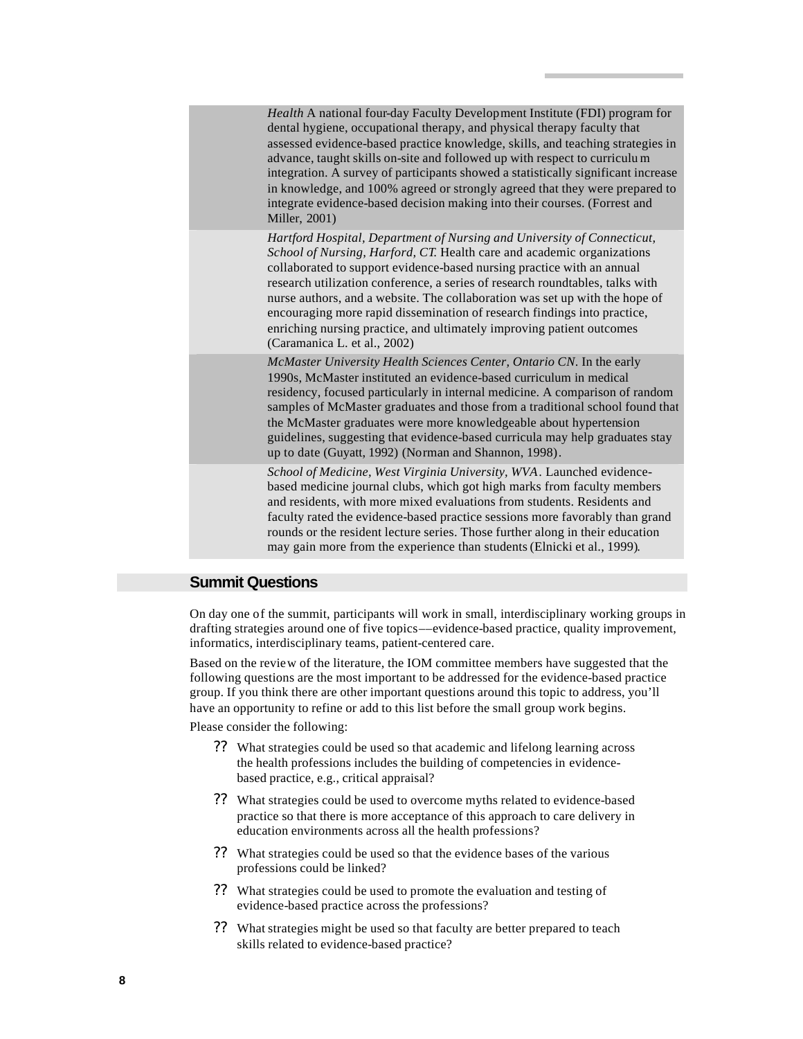*Health* A national four-day Faculty Development Institute (FDI) program for dental hygiene, occupational therapy, and physical therapy faculty that assessed evidence-based practice knowledge, skills, and teaching strategies in advance, taught skills on-site and followed up with respect to curriculum integration. A survey of participants showed a statistically significant increase in knowledge, and 100% agreed or strongly agreed that they were prepared to integrate evidence-based decision making into their courses. (Forrest and Miller, 2001)

*Hartford Hospital, Department of Nursing and University of Connecticut, School of Nursing, Harford, CT.* Health care and academic organizations collaborated to support evidence-based nursing practice with an annual research utilization conference, a series of research roundtables, talks with nurse authors, and a website. The collaboration was set up with the hope of encouraging more rapid dissemination of research findings into practice, enriching nursing practice, and ultimately improving patient outcomes (Caramanica L. et al., 2002)

*McMaster University Health Sciences Center, Ontario CN.* In the early 1990s, McMaster instituted an evidence-based curriculum in medical residency, focused particularly in internal medicine. A comparison of random samples of McMaster graduates and those from a traditional school found that the McMaster graduates were more knowledgeable about hypertension guidelines, suggesting that evidence-based curricula may help graduates stay up to date (Guyatt, 1992) (Norman and Shannon, 1998).

*School of Medicine, West Virginia University, WVA.* Launched evidence-based medicine journal clubs, which got high marks from faculty members and residents, with more mixed evaluations from students. Residents and faculty rated the evidence-based practice sessions more favorably than grand rounds or the resident lecture series. Those further along in their education may gain more from the experience than students (Elnicki et al., 1999).

## Summit Questions

On day one of the summit, participants will work in small, interdisciplinary working groups in drafting strategies around one of five topics—evidence-based practice, quality improvement, informatics, interdisciplinary teams, patient-centered care.

Based on the review of the literature, the IOM committee members have suggested that the following questions are the most important to be addressed for the evidence-based practice group. If you think there are other important questions around this topic to address, you'll have an opportunity to refine or add to this list before the small group work begins.

Please consider the following:

- What strategies could be used so that academic and lifelong learning across the health professions includes the building of competencies in evidence-based practice, e.g., critical appraisal?
- What strategies could be used to overcome myths related to evidence-based practice so that there is more acceptance of this approach to care delivery in education environments across all the health professions?
- What strategies could be used so that the evidence bases of the various professions could be linked?
- What strategies could be used to promote the evaluation and testing of evidence-based practice across the professions?
- What strategies might be used so that faculty are better prepared to teach skills related to evidence-based practice?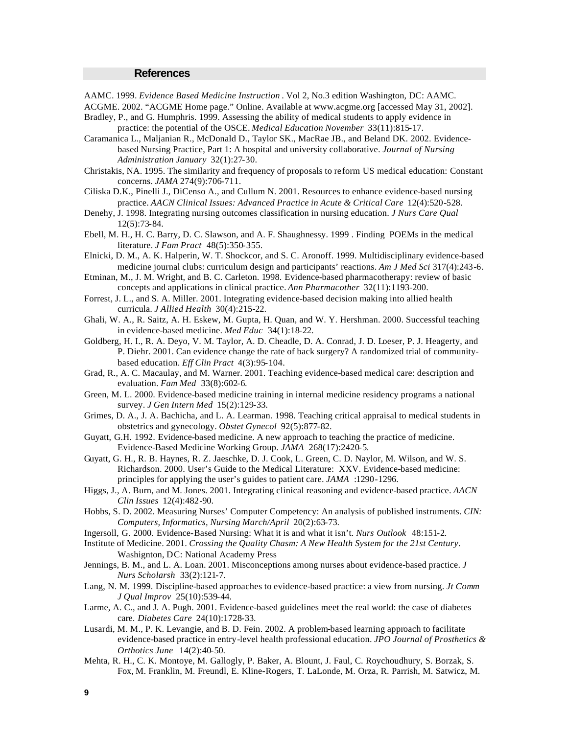## References

AAMC. 1999. *Evidence Based Medicine Instruction* . Vol 2, No.3 edition Washington, DC: AAMC.

ACGME. 2002. "ACGME Home page." Online. Available at www.acgme.org [accessed May 31, 2002].

Bradley, P., and G. Humphris. 1999. Assessing the ability of medical students to apply evidence in practice: the potential of the OSCE. *Medical Education November* 33(11):815-17.

Caramanica L., Maljanian R., McDonald D., Taylor SK., MacRae JB., and Beland DK. 2002. Evidence-based Nursing Practice, Part 1: A hospital and university collaborative. *Journal of Nursing Administration January* 32(1):27-30.

Christakis, NA. 1995. The similarity and frequency of proposals to reform US medical education: Constant concerns. *JAMA* 274(9):706-711.

Ciliska D.K., Pinelli J., DiCenso A., and Cullum N. 2001. Resources to enhance evidence-based nursing practice. *AACN Clinical Issues: Advanced Practice in Acute & Critical Care* 12(4):520-528.

Denehy, J. 1998. Integrating nursing outcomes classification in nursing education. *J Nurs Care Qual* 12(5):73-84.

Ebell, M. H., H. C. Barry, D. C. Slawson, and A. F. Shaughnessy. 1999 . Finding POEMs in the medical literature. *J Fam Pract* 48(5):350-355.

Elnicki, D. M., A. K. Halperin, W. T. Shockcor, and S. C. Aronoff. 1999. Multidisciplinary evidence-based medicine journal clubs: curriculum design and participants' reactions. *Am J Med Sci* 317(4):243-6.

Etminan, M., J. M. Wright, and B. C. Carleton. 1998. Evidence-based pharmacotherapy: review of basic concepts and applications in clinical practice. *Ann Pharmacother* 32(11):1193-200.

Forrest, J. L., and S. A. Miller. 2001. Integrating evidence-based decision making into allied health curricula. *J Allied Health* 30(4):215-22.

Ghali, W. A., R. Saitz, A. H. Eskew, M. Gupta, H. Quan, and W. Y. Hershman. 2000. Successful teaching in evidence-based medicine. *Med Educ* 34(1):18-22.

Goldberg, H. I., R. A. Deyo, V. M. Taylor, A. D. Cheadle, D. A. Conrad, J. D. Loeser, P. J. Heagerty, and P. Diehr. 2001. Can evidence change the rate of back surgery? A randomized trial of community-based education. *Eff Clin Pract* 4(3):95-104.

Grad, R., A. C. Macaulay, and M. Warner. 2001. Teaching evidence-based medical care: description and evaluation. *Fam Med* 33(8):602-6.

Green, M. L. 2000. Evidence-based medicine training in internal medicine residency programs a national survey. *J Gen Intern Med* 15(2):129-33.

Grimes, D. A., J. A. Bachicha, and L. A. Learman. 1998. Teaching critical appraisal to medical students in obstetrics and gynecology. *Obstet Gynecol* 92(5):877-82.

Guyatt, G.H. 1992. Evidence-based medicine. A new approach to teaching the practice of medicine. Evidence-Based Medicine Working Group. *JAMA* 268(17):2420-5.

Guyatt, G. H., R. B. Haynes, R. Z. Jaeschke, D. J. Cook, L. Green, C. D. Naylor, M. Wilson, and W. S. Richardson. 2000. User's Guide to the Medical Literature: XXV. Evidence-based medicine: principles for applying the user's guides to patient care. *JAMA* :1290-1296.

Higgs, J., A. Burn, and M. Jones. 2001. Integrating clinical reasoning and evidence-based practice. *AACN Clin Issues* 12(4):482-90.

Hobbs, S. D. 2002. Measuring Nurses' Computer Competency: An analysis of published instruments. *CIN: Computers, Informatics, Nursing March/April* 20(2):63-73.

Ingersoll, G. 2000. Evidence-Based Nursing: What it is and what it isn't. *Nurs Outlook* 48:151-2.

Institute of Medicine. 2001. *Crossing the Quality Chasm: A New Health System for the 21st Century*. Washignton, DC: National Academy Press

Jennings, B. M., and L. A. Loan. 2001. Misconceptions among nurses about evidence-based practice. *J Nurs Scholarsh* 33(2):121-7.

Lang, N. M. 1999. Discipline-based approaches to evidence-based practice: a view from nursing. *Jt Comm J Qual Improv* 25(10):539-44.

Larme, A. C., and J. A. Pugh. 2001. Evidence-based guidelines meet the real world: the case of diabetes care. *Diabetes Care* 24(10):1728-33.

Lusardi, M. M., P. K. Levangie, and B. D. Fein. 2002. A problem-based learning approach to facilitate evidence-based practice in entry-level health professional education. *JPO Journal of Prosthetics & Orthotics June* 14(2):40-50.

Mehta, R. H., C. K. Montoye, M. Gallogly, P. Baker, A. Blount, J. Faul, C. Roychoudhury, S. Borzak, S. Fox, M. Franklin, M. Freundl, E. Kline-Rogers, T. LaLonde, M. Orza, R. Parrish, M. Satwicz, M.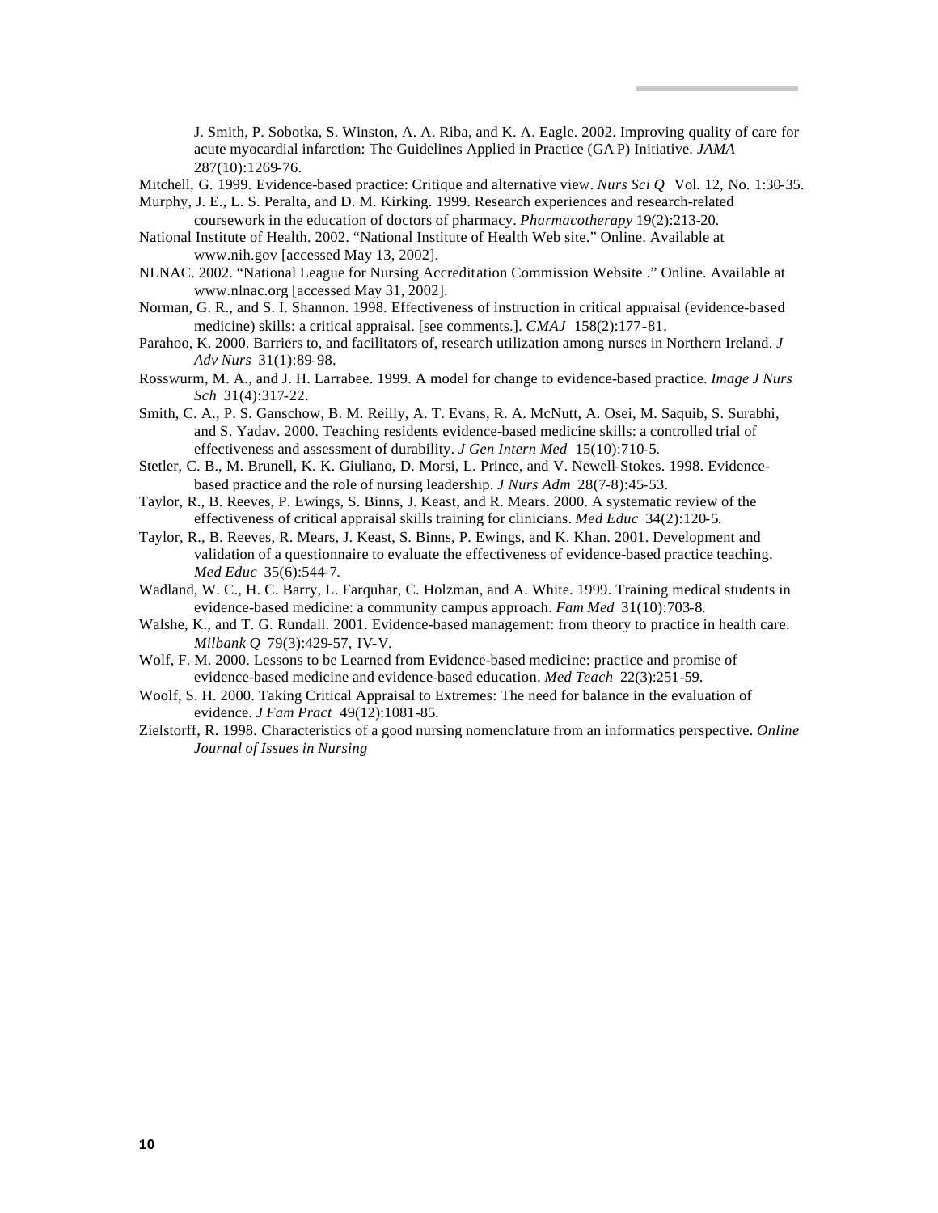J. Smith, P. Sobotka, S. Winston, A. A. Riba, and K. A. Eagle. 2002. Improving quality of care for acute myocardial infarction: The Guidelines Applied in Practice (GAP) Initiative. *JAMA* 287(10):1269-76.

Mitchell, G. 1999. Evidence-based practice: Critique and alternative view. *Nurs Sci Q* Vol. 12, No. 1:30-35.

Murphy, J. E., L. S. Peralta, and D. M. Kirking. 1999. Research experiences and research-related coursework in the education of doctors of pharmacy. *Pharmacotherapy* 19(2):213-20.

National Institute of Health. 2002. "National Institute of Health Web site." Online. Available at www.nih.gov [accessed May 13, 2002].

NLNAC. 2002. "National League for Nursing Accreditation Commission Website ." Online. Available at www.nlnac.org [accessed May 31, 2002].

Norman, G. R., and S. I. Shannon. 1998. Effectiveness of instruction in critical appraisal (evidence-based medicine) skills: a critical appraisal. [see comments.]. *CMAJ* 158(2):177-81.

Parahoo, K. 2000. Barriers to, and facilitators of, research utilization among nurses in Northern Ireland. *J Adv Nurs* 31(1):89-98.

Rosswurm, M. A., and J. H. Larrabee. 1999. A model for change to evidence-based practice. *Image J Nurs Sch* 31(4):317-22.

Smith, C. A., P. S. Ganschow, B. M. Reilly, A. T. Evans, R. A. McNutt, A. Osei, M. Saquib, S. Surabhi, and S. Yadav. 2000. Teaching residents evidence-based medicine skills: a controlled trial of effectiveness and assessment of durability. *J Gen Intern Med* 15(10):710-5.

Stetler, C. B., M. Brunell, K. K. Giuliano, D. Morsi, L. Prince, and V. Newell-Stokes. 1998. Evidence-based practice and the role of nursing leadership. *J Nurs Adm* 28(7-8):45-53.

Taylor, R., B. Reeves, P. Ewings, S. Binns, J. Keast, and R. Mears. 2000. A systematic review of the effectiveness of critical appraisal skills training for clinicians. *Med Educ* 34(2):120-5.

Taylor, R., B. Reeves, R. Mears, J. Keast, S. Binns, P. Ewings, and K. Khan. 2001. Development and validation of a questionnaire to evaluate the effectiveness of evidence-based practice teaching. *Med Educ* 35(6):544-7.

Wadland, W. C., H. C. Barry, L. Farquhar, C. Holzman, and A. White. 1999. Training medical students in evidence-based medicine: a community campus approach. *Fam Med* 31(10):703-8.

Walshe, K., and T. G. Rundall. 2001. Evidence-based management: from theory to practice in health care. *Milbank Q* 79(3):429-57, IV-V.

Wolf, F. M. 2000. Lessons to be Learned from Evidence-based medicine: practice and promise of evidence-based medicine and evidence-based education. *Med Teach* 22(3):251-59.

Woolf, S. H. 2000. Taking Critical Appraisal to Extremes: The need for balance in the evaluation of evidence. *J Fam Pract* 49(12):1081-85.

Zielstorff, R. 1998. Characteristics of a good nursing nomenclature from an informatics perspective. *Online Journal of Issues in Nursing*